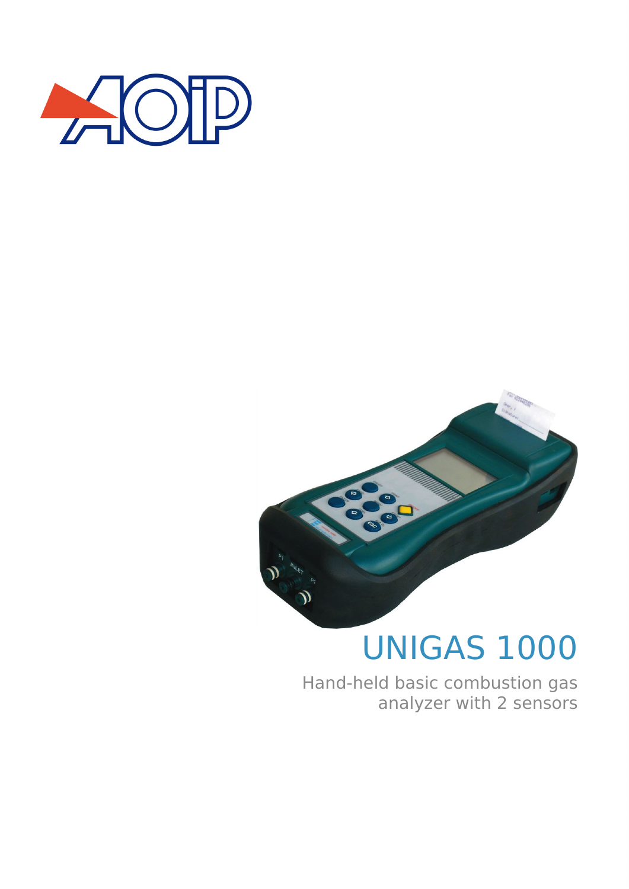# UNIGAS 1000

Hand-held basic combustion gas analyzer with 2 sensors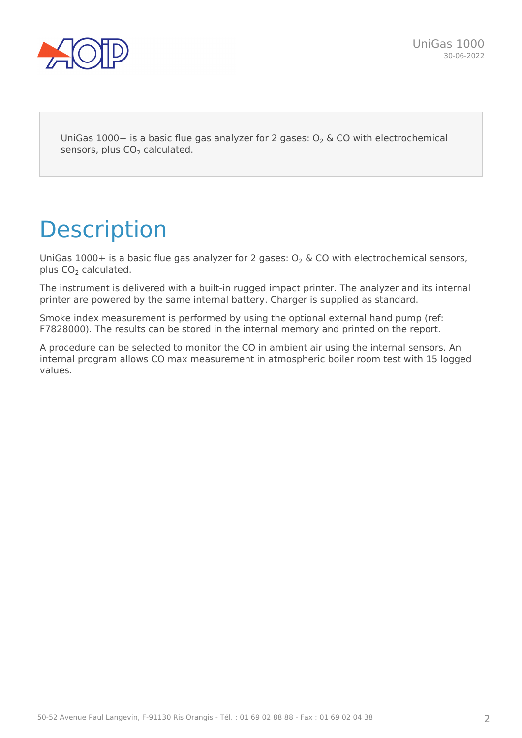UniGas 1000+ is a basic flue gas analyzer for 2 gases: $O_2$ & CO with electrochemical sensors, plus $CO_2$ calculated.

# Description

UniGas 1000+ is a basic flue gas analyzer for 2 gases: $O_2$ & CO with electrochemical sensors, plus $CO_2$ calculated.

The instrument is delivered with a built-in rugged impact printer. The analyzer and its internal printer are powered by the same internal battery. Charger is supplied as standard.

Smoke index measurement is performed by using the optional external hand pump (ref: F7828000). The results can be stored in the internal memory and printed on the report.

A procedure can be selected to monitor the CO in ambient air using the internal sensors. An internal program allows CO max measurement in atmospheric boiler room test with 15 logged values.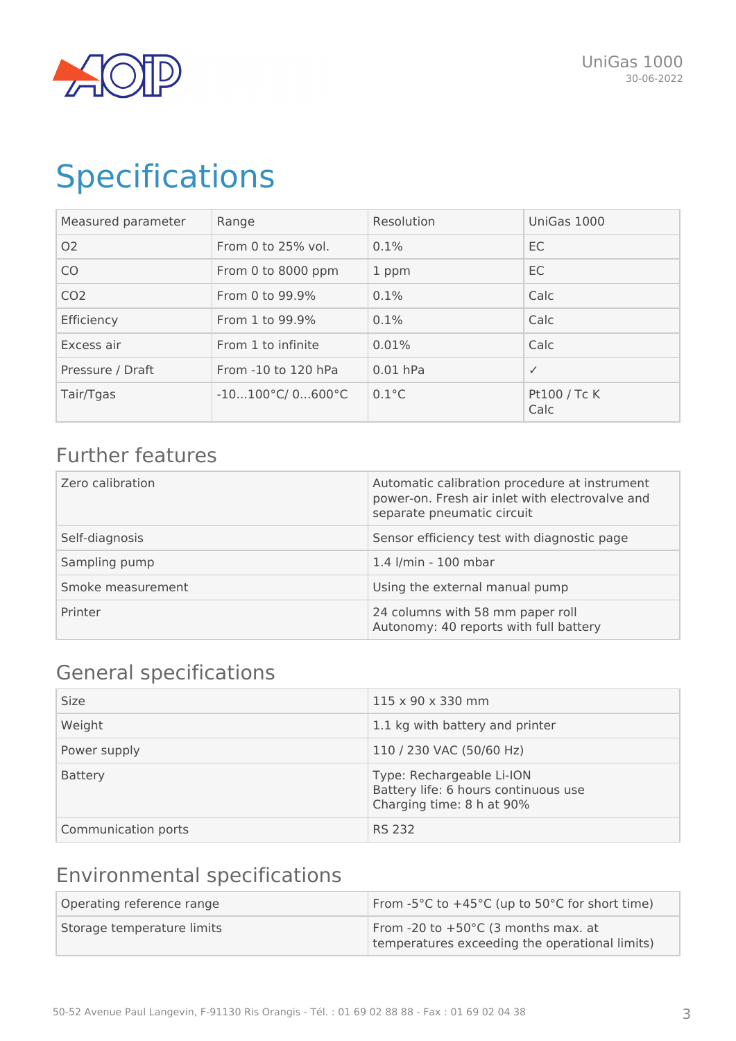# Specifications

| Measured parameter | Range | Resolution | UniGas 1000 |
|---|---|---|---|
| O2 | From 0 to 25% vol. | 0.1% | EC |
| CO | From 0 to 8000 ppm | 1 ppm | EC |
| CO2 | From 0 to 99.9% | 0.1% | Calc |
| Efficiency | From 1 to 99.9% | 0.1% | Calc |
| Excess air | From 1 to infinite | 0.01% | Calc |
| Pressure / Draft | From -10 to 120 hPa | 0.01 hPa | ✓ |
| Tair/Tgas | -10...100°C/ 0...600°C | 0.1°C | Pt100 / Tc K<br>Calc |

## Further features

| Zero calibration | Automatic calibration procedure at instrument power-on. Fresh air inlet with electrovalve and separate pneumatic circuit |
|---|---|
| Self-diagnosis | Sensor efficiency test with diagnostic page |
| Sampling pump | 1.4 l/min - 100 mbar |
| Smoke measurement | Using the external manual pump |
| Printer | 24 columns with 58 mm paper roll<br>Autonomy: 40 reports with full battery |

## General specifications

| Size | 115 x 90 x 330 mm |
|---|---|
| Weight | 1.1 kg with battery and printer |
| Power supply | 110 / 230 VAC (50/60 Hz) |
| Battery | Type: Rechargeable Li-ION<br>Battery life: 6 hours continuous use<br>Charging time: 8 h at 90% |
| Communication ports | RS 232 |

## Environmental specifications

| Operating reference range | From -5°C to +45°C (up to 50°C for short time) |
|---|---|
| Storage temperature limits | From -20 to +50°C (3 months max. at temperatures exceeding the operational limits) |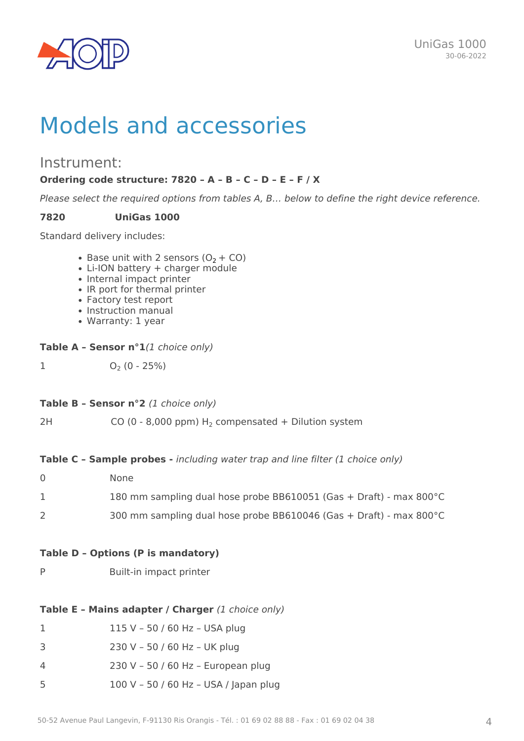# Models and accessories

## Instrument:

**Ordering code structure: 7820 – A – B – C – D – E – F / X**

*Please select the required options from tables A, B... below to define the right device reference.*

**7820 UniGas 1000**

Standard delivery includes:

- Base unit with 2 sensors ($O_2$ + CO)
- Li-ION battery + charger module
- Internal impact printer
- IR port for thermal printer
- Factory test report
- Instruction manual
- Warranty: 1 year

**Table A – Sensor n°1***(1 choice only)*

| | |
|---|---|
| 1 | $O_2$ (0 - 25%) |

**Table B – Sensor n°2** *(1 choice only)*

| | |
|---|---|
| 2H | CO (0 - 8,000 ppm) $H_2$ compensated + Dilution system |

**Table C – Sample probes -** *including water trap and line filter (1 choice only)*

| | |
|---|---|
| 0 | None |
| 1 | 180 mm sampling dual hose probe BB610051 (Gas + Draft) - max 800°C |
| 2 | 300 mm sampling dual hose probe BB610046 (Gas + Draft) - max 800°C |

**Table D – Options (P is mandatory)**

| | |
|---|---|
| P | Built-in impact printer |

**Table E – Mains adapter / Charger** *(1 choice only)*

| | |
|---|---|
| 1 | 115 V – 50 / 60 Hz – USA plug |
| 3 | 230 V – 50 / 60 Hz – UK plug |
| 4 | 230 V – 50 / 60 Hz – European plug |
| 5 | 100 V – 50 / 60 Hz – USA / Japan plug |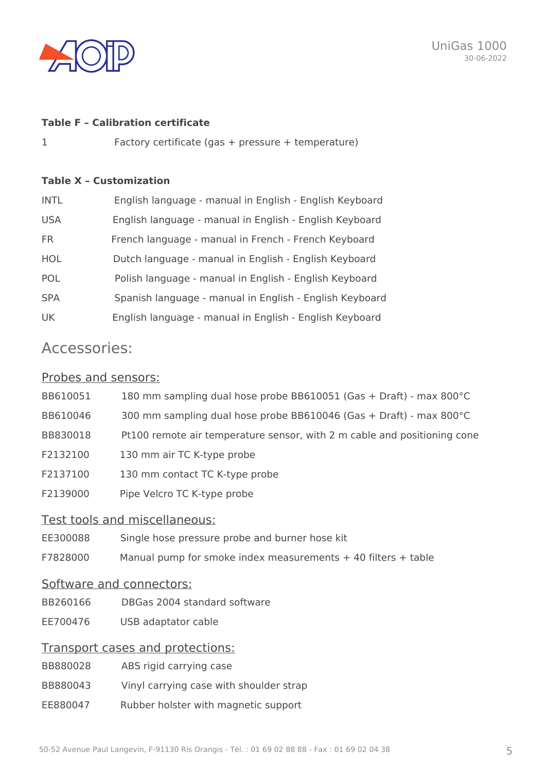**Table F – Calibration certificate**

| | |
|---|---|
| 1 | Factory certificate (gas + pressure + temperature) |

**Table X – Customization**

| | |
|---|---|
| INTL | English language - manual in English - English Keyboard |
| USA | English language - manual in English - English Keyboard |
| FR | French language - manual in French - French Keyboard |
| HOL | Dutch language - manual in English - English Keyboard |
| POL | Polish language - manual in English - English Keyboard |
| SPA | Spanish language - manual in English - English Keyboard |
| UK | English language - manual in English - English Keyboard |

## Accessories:

### Probes and sensors:

| | |
|---|---|
| BB610051 | 180 mm sampling dual hose probe BB610051 (Gas + Draft) - max 800°C |
| BB610046 | 300 mm sampling dual hose probe BB610046 (Gas + Draft) - max 800°C |
| BB830018 | Pt100 remote air temperature sensor, with 2 m cable and positioning cone |
| F2132100 | 130 mm air TC K-type probe |
| F2137100 | 130 mm contact TC K-type probe |
| F2139000 | Pipe Velcro TC K-type probe |

### Test tools and miscellaneous:

| | |
|---|---|
| EE300088 | Single hose pressure probe and burner hose kit |
| F7828000 | Manual pump for smoke index measurements + 40 filters + table |

### Software and connectors:

| | |
|---|---|
| BB260166 | DBGas 2004 standard software |
| EE700476 | USB adaptator cable |

### Transport cases and protections:

| | |
|---|---|
| BB880028 | ABS rigid carrying case |
| BB880043 | Vinyl carrying case with shoulder strap |
| EE880047 | Rubber holster with magnetic support |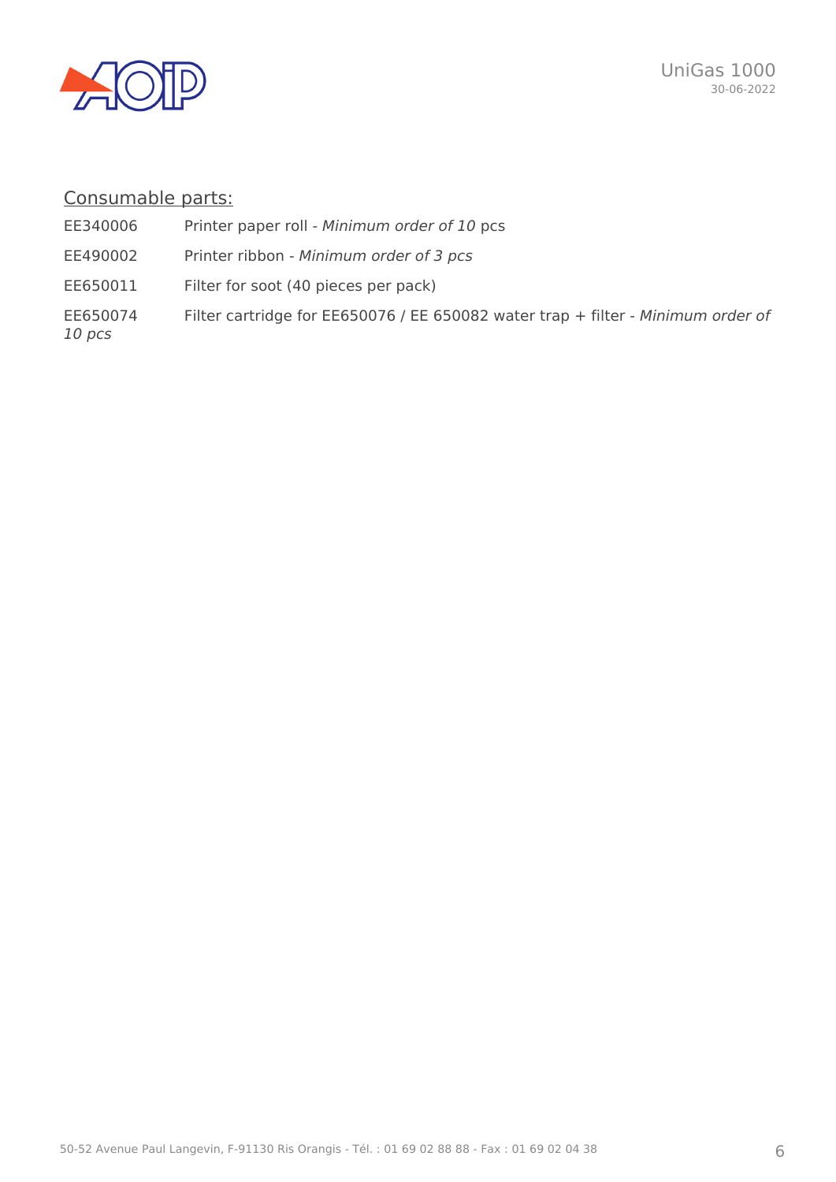## Consumable parts:

| | |
|---|---|
| EE340006 | Printer paper roll - *Minimum order of 10* pcs |
| EE490002 | Printer ribbon - *Minimum order of 3 pcs* |
| EE650011 | Filter for soot (40 pieces per pack) |
| EE650074 | Filter cartridge for EE650076 / EE 650082 water trap + filter - *Minimum order of 10 pcs* |